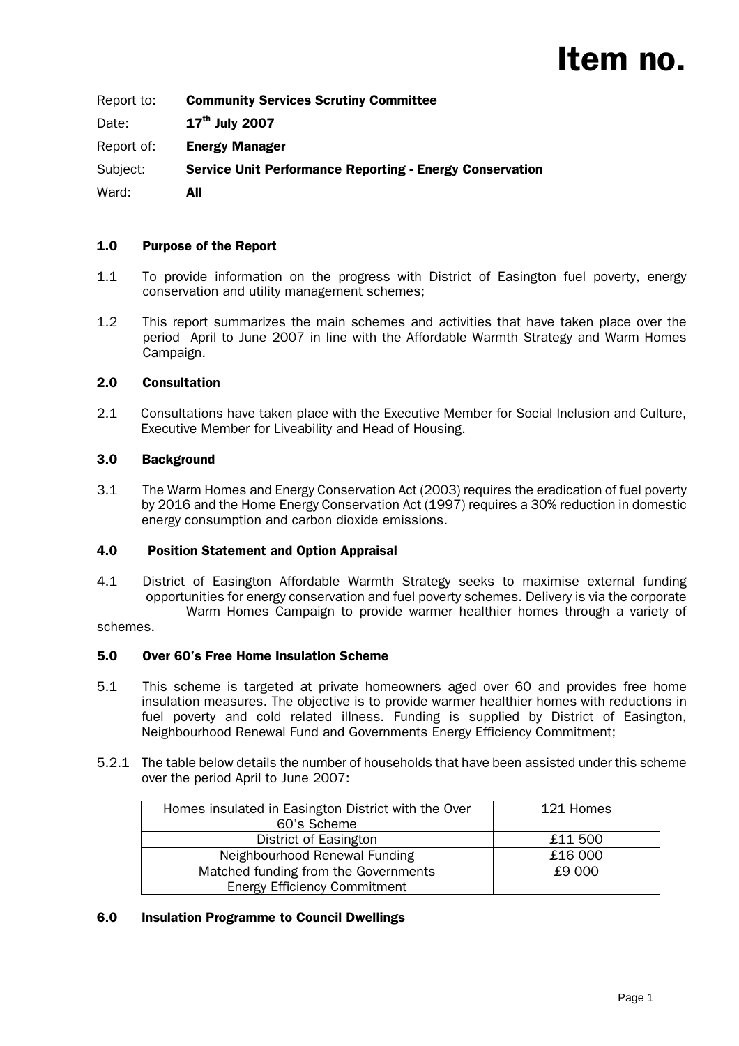# Item no.

Report to: **Community Services Scrutiny Committee**

Date: **17th July 2007**

Report of: **Energy Manager**

Subject: **Service Unit Performance Reporting - Energy Conservation**

Ward: **All**

## 1.0 Purpose of the Report

1.1 To provide information on the progress with District of Easington fuel poverty, energy conservation and utility management schemes;

1.2 This report summarizes the main schemes and activities that have taken place over the period April to June 2007 in line with the Affordable Warmth Strategy and Warm Homes Campaign.

## 2.0 Consultation

2.1 Consultations have taken place with the Executive Member for Social Inclusion and Culture, Executive Member for Liveability and Head of Housing.

## 3.0 Background

3.1 The Warm Homes and Energy Conservation Act (2003) requires the eradication of fuel poverty by 2016 and the Home Energy Conservation Act (1997) requires a 30% reduction in domestic energy consumption and carbon dioxide emissions.

## 4.0 Position Statement and Option Appraisal

4.1 District of Easington Affordable Warmth Strategy seeks to maximise external funding opportunities for energy conservation and fuel poverty schemes. Delivery is via the corporate Warm Homes Campaign to provide warmer healthier homes through a variety of schemes.

## 5.0 Over 60's Free Home Insulation Scheme

5.1 This scheme is targeted at private homeowners aged over 60 and provides free home insulation measures. The objective is to provide warmer healthier homes with reductions in fuel poverty and cold related illness. Funding is supplied by District of Easington, Neighbourhood Renewal Fund and Governments Energy Efficiency Commitment;

5.2.1 The table below details the number of households that have been assisted under this scheme over the period April to June 2007:

| Homes insulated in Easington District with the Over 60's Scheme | 121 Homes |
|---|---|
| District of Easington | £11 500 |
| Neighbourhood Renewal Funding | £16 000 |
| Matched funding from the Governments Energy Efficiency Commitment | £9 000 |

## 6.0 Insulation Programme to Council Dwellings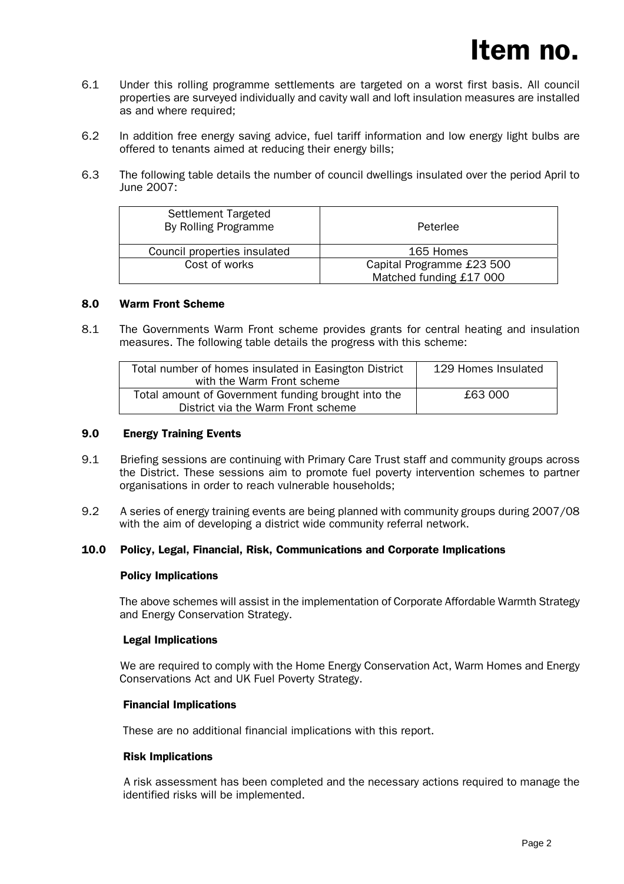6.1 Under this rolling programme settlements are targeted on a worst first basis. All council properties are surveyed individually and cavity wall and loft insulation measures are installed as and where required;

6.2 In addition free energy saving advice, fuel tariff information and low energy light bulbs are offered to tenants aimed at reducing their energy bills;

6.3 The following table details the number of council dwellings insulated over the period April to June 2007:

| Settlement Targeted By Rolling Programme | Peterlee |
|---|---|
| Council properties insulated | 165 Homes |
| Cost of works | Capital Programme £23 500<br>Matched funding £17 000 |

## 8.0 Warm Front Scheme

8.1 The Governments Warm Front scheme provides grants for central heating and insulation measures. The following table details the progress with this scheme:

| Total number of homes insulated in Easington District with the Warm Front scheme | 129 Homes Insulated |
|---|---|
| Total amount of Government funding brought into the District via the Warm Front scheme | £63 000 |

## 9.0 Energy Training Events

9.1 Briefing sessions are continuing with Primary Care Trust staff and community groups across the District. These sessions aim to promote fuel poverty intervention schemes to partner organisations in order to reach vulnerable households;

9.2 A series of energy training events are being planned with community groups during 2007/08 with the aim of developing a district wide community referral network.

## 10.0 Policy, Legal, Financial, Risk, Communications and Corporate Implications

### Policy Implications

The above schemes will assist in the implementation of Corporate Affordable Warmth Strategy and Energy Conservation Strategy.

### Legal Implications

We are required to comply with the Home Energy Conservation Act, Warm Homes and Energy Conservations Act and UK Fuel Poverty Strategy.

### Financial Implications

These are no additional financial implications with this report.

### Risk Implications

A risk assessment has been completed and the necessary actions required to manage the identified risks will be implemented.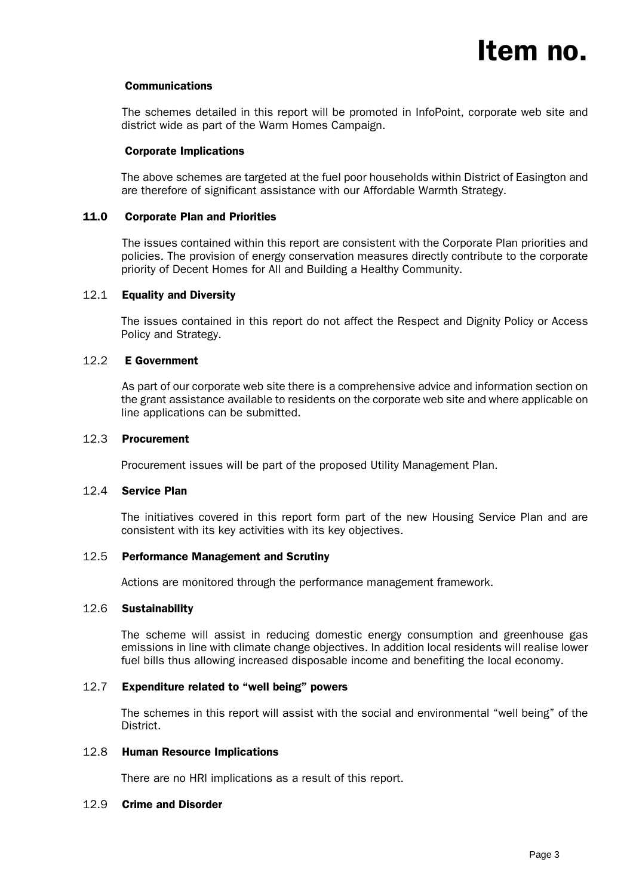**Communications**

The schemes detailed in this report will be promoted in InfoPoint, corporate web site and district wide as part of the Warm Homes Campaign.

**Corporate Implications**

The above schemes are targeted at the fuel poor households within District of Easington and are therefore of significant assistance with our Affordable Warmth Strategy.

## 11.0 Corporate Plan and Priorities

The issues contained within this report are consistent with the Corporate Plan priorities and policies. The provision of energy conservation measures directly contribute to the corporate priority of Decent Homes for All and Building a Healthy Community.

### 12.1 Equality and Diversity

The issues contained in this report do not affect the Respect and Dignity Policy or Access Policy and Strategy.

### 12.2 E Government

As part of our corporate web site there is a comprehensive advice and information section on the grant assistance available to residents on the corporate web site and where applicable on line applications can be submitted.

### 12.3 Procurement

Procurement issues will be part of the proposed Utility Management Plan.

### 12.4 Service Plan

The initiatives covered in this report form part of the new Housing Service Plan and are consistent with its key activities with its key objectives.

### 12.5 Performance Management and Scrutiny

Actions are monitored through the performance management framework.

### 12.6 Sustainability

The scheme will assist in reducing domestic energy consumption and greenhouse gas emissions in line with climate change objectives. In addition local residents will realise lower fuel bills thus allowing increased disposable income and benefiting the local economy.

### 12.7 Expenditure related to "well being" powers

The schemes in this report will assist with the social and environmental "well being" of the District.

### 12.8 Human Resource Implications

There are no HRI implications as a result of this report.

### 12.9 Crime and Disorder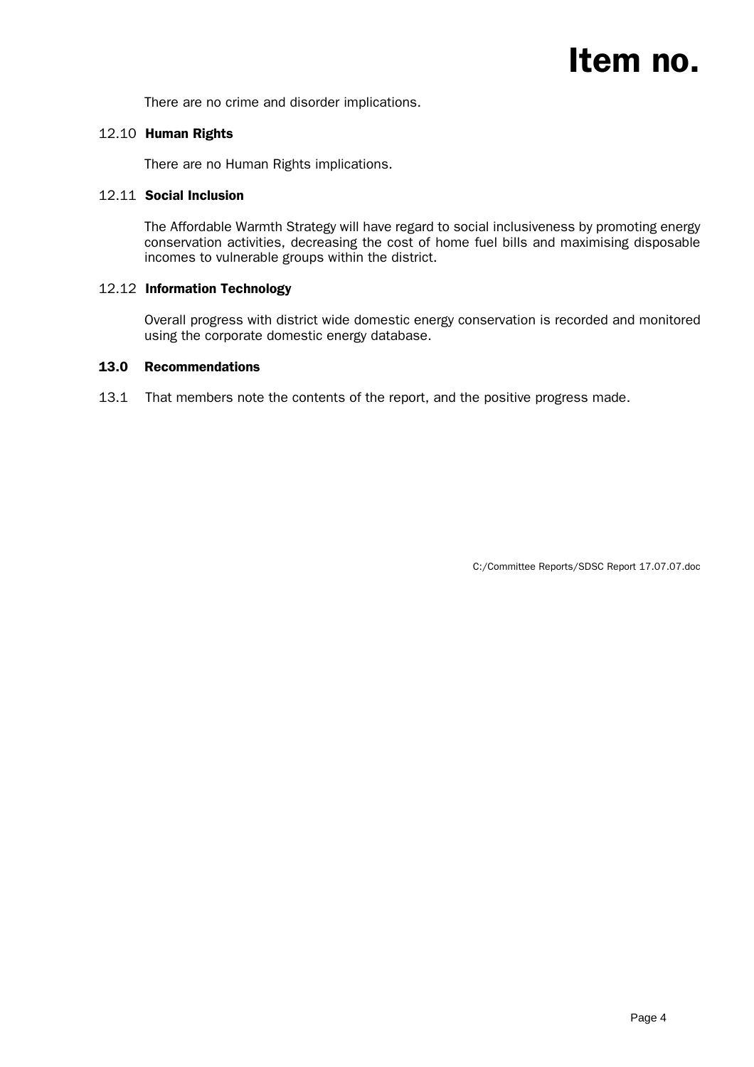There are no crime and disorder implications.

### 12.10 Human Rights

There are no Human Rights implications.

### 12.11 Social Inclusion

The Affordable Warmth Strategy will have regard to social inclusiveness by promoting energy conservation activities, decreasing the cost of home fuel bills and maximising disposable incomes to vulnerable groups within the district.

### 12.12 Information Technology

Overall progress with district wide domestic energy conservation is recorded and monitored using the corporate domestic energy database.

## 13.0 Recommendations

13.1 That members note the contents of the report, and the positive progress made.

C:/Committee Reports/SDSC Report 17.07.07.doc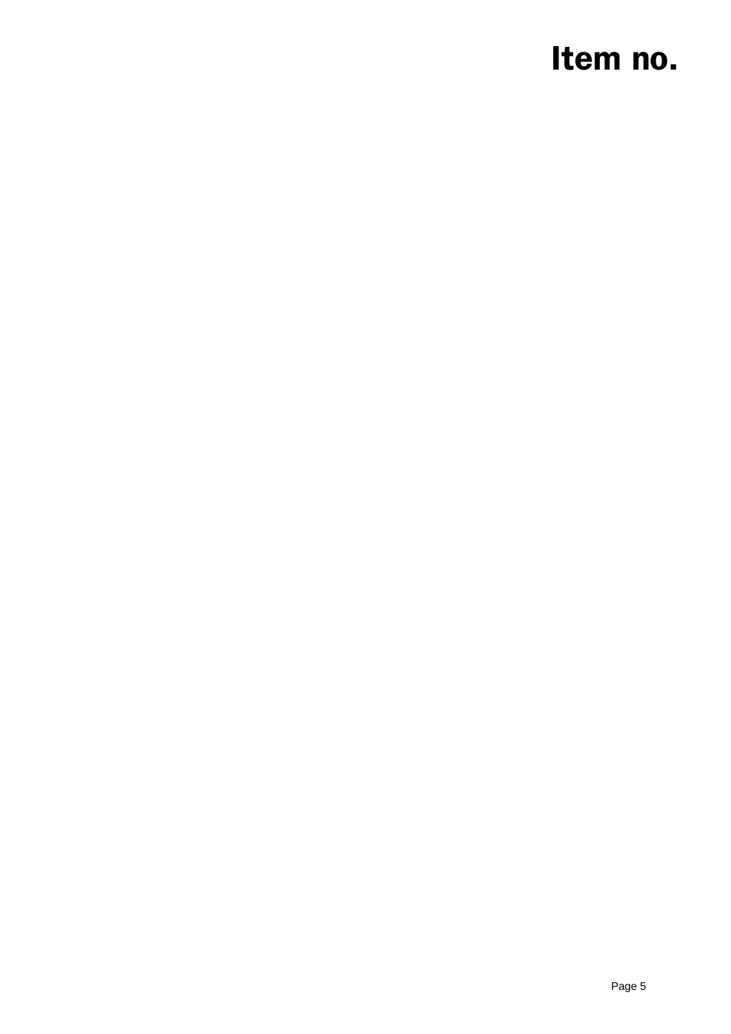# Item no.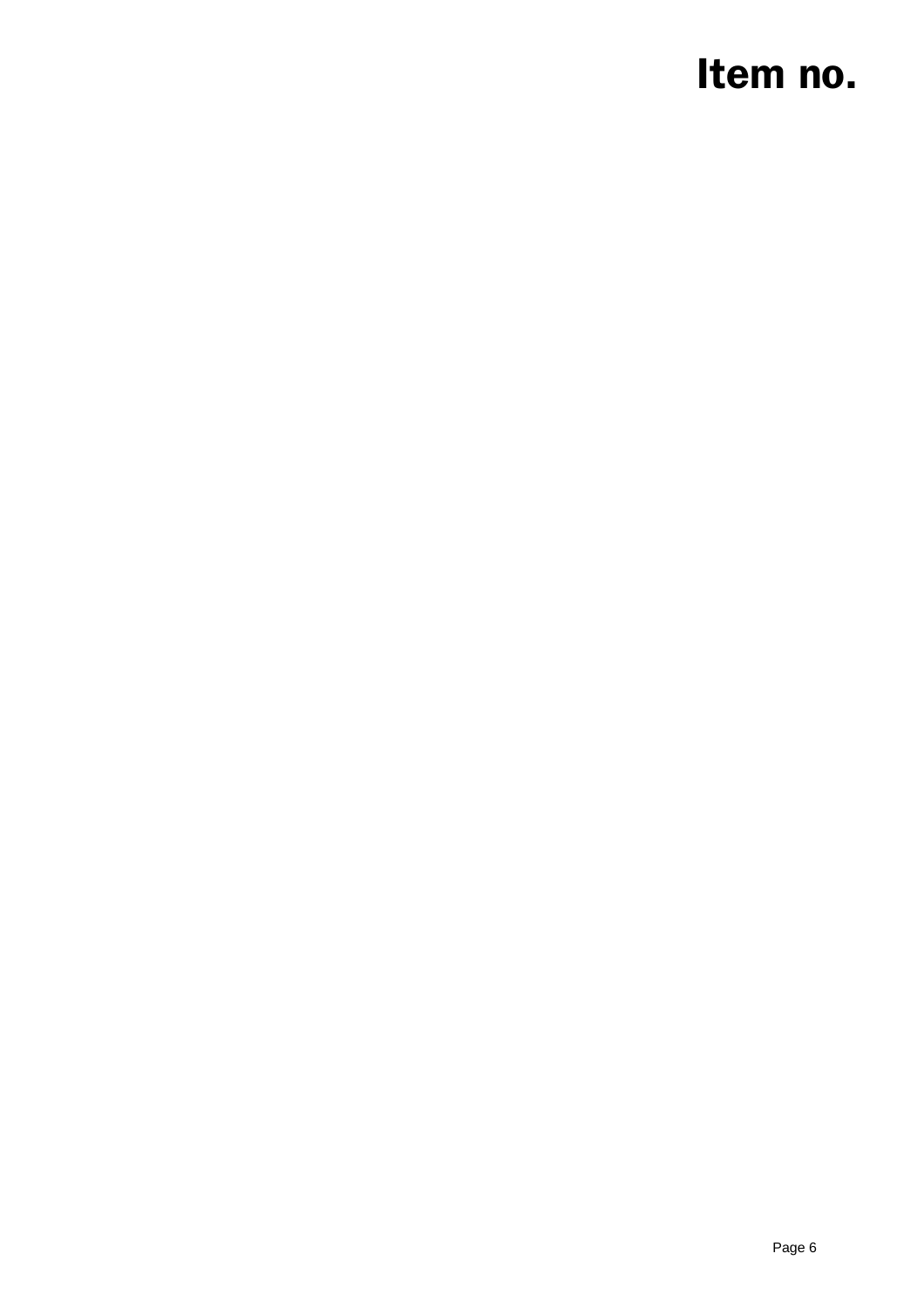# Item no.